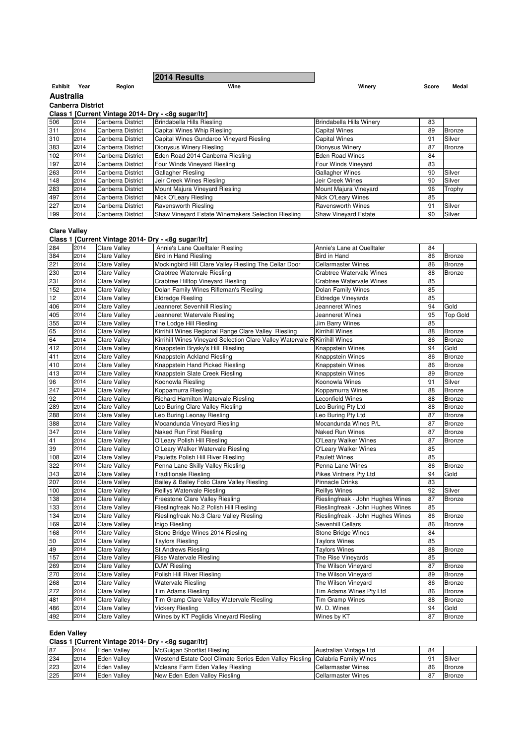# 2014 Results

| Exhibit | Year | Region | Wine | Winery | Score | Medal |
|---|---|---|---|---|---|---|

## Australia

### Canberra District

**Class 1 [Current Vintage 2014- Dry - <8g sugar/ltr]**

| Exhibit | Year | Region | Wine | Winery | Score | Medal |
|---|---|---|---|---|---|---|
| 506 | 2014 | Canberra District | Brindabella Hills Riesling | Brindabella Hills Winery | 83 | |
| 311 | 2014 | Canberra District | Capital Wines Whip Riesling | Capital Wines | 89 | Bronze |
| 310 | 2014 | Canberra District | Capital Wines Gundaroo Vineyard Riesling | Capital Wines | 91 | Silver |
| 383 | 2014 | Canberra District | Dionysus Winery Riesling | Dionysus Winery | 87 | Bronze |
| 102 | 2014 | Canberra District | Eden Road 2014 Canberra Riesling | Eden Road Wines | 84 | |
| 197 | 2014 | Canberra District | Four Winds Vineyard Riesling | Four Winds Vineyard | 83 | |
| 263 | 2014 | Canberra District | Gallagher Riesling | Gallagher Wines | 90 | Silver |
| 148 | 2014 | Canberra District | Jeir Creek Wines Riesling | Jeir Creek Wines | 90 | Silver |
| 283 | 2014 | Canberra District | Mount Majura Vineyard Riesling | Mount Majura Vineyard | 96 | Trophy |
| 497 | 2014 | Canberra District | Nick O'Leary Riesling | Nick O'Leary Wines | 85 | |
| 227 | 2014 | Canberra District | Ravensworth Riesling | Ravensworth Wines | 91 | Silver |
| 199 | 2014 | Canberra District | Shaw Vineyard Estate Winemakers Selection Riesling | Shaw Vineyard Estate | 90 | Silver |

### Clare Valley

**Class 1 [Current Vintage 2014- Dry - <8g sugar/ltr]**

| Exhibit | Year | Region | Wine | Winery | Score | Medal |
|---|---|---|---|---|---|---|
| 284 | 2014 | Clare Valley | Annie's Lane Quelltaler Riesling | Annie's Lane at Quelltaler | 84 | |
| 384 | 2014 | Clare Valley | Bird in Hand Riesling | Bird in Hand | 86 | Bronze |
| 221 | 2014 | Clare Valley | Mockingbird Hill Clare Valley Riesling The Cellar Door | Cellarmaster Wines | 86 | Bronze |
| 230 | 2014 | Clare Valley | Crabtree Watervale Riesling | Crabtree Watervale Wines | 88 | Bronze |
| 231 | 2014 | Clare Valley | Crabtree Hilltop Vineyard Riesling | Crabtree Watervale Wines | 85 | |
| 152 | 2014 | Clare Valley | Dolan Family Wines Rifleman's Riesling | Dolan Family Wines | 85 | |
| 12 | 2014 | Clare Valley | Eldredge Riesling | Eldredge Vineyards | 85 | |
| 406 | 2014 | Clare Valley | Jeanneret Sevenhill Riesling | Jeanneret Wines | 94 | Gold |
| 405 | 2014 | Clare Valley | Jeanneret Watervale Riesling | Jeanneret Wines | 95 | Top Gold |
| 355 | 2014 | Clare Valley | The Lodge Hill Riesling | Jim Barry Wines | 85 | |
| 65 | 2014 | Clare Valley | Kirrihill Wines Regional Range Clare Valley Riesling | Kirrihill Wines | 88 | Bronze |
| 64 | 2014 | Clare Valley | Kirrihill Wines Vineyard Selection Clare Valley Watervale R | Kirrihill Wines | 86 | Bronze |
| 412 | 2014 | Clare Valley | Knappstein Brysky's Hill Riesling | Knappstein Wines | 94 | Gold |
| 411 | 2014 | Clare Valley | Knappstein Ackland Riesling | Knappstein Wines | 86 | Bronze |
| 410 | 2014 | Clare Valley | Knappstein Hand Picked Riesling | Knappstein Wines | 86 | Bronze |
| 413 | 2014 | Clare Valley | Knappstein Slate Creek Riesling | Knappstein Wines | 89 | Bronze |
| 96 | 2014 | Clare Valley | Koonowla Riesling | Koonowla Wines | 91 | Silver |
| 247 | 2014 | Clare Valley | Koppamurra Riesling | Koppamurra Wines | 88 | Bronze |
| 92 | 2014 | Clare Valley | Richard Hamilton Watervale Riesling | Leconfield Wines | 88 | Bronze |
| 289 | 2014 | Clare Valley | Leo Buring Clare Valley Riesling | Leo Buring Pty Ltd | 88 | Bronze |
| 288 | 2014 | Clare Valley | Leo Buring Leonay Riesling | Leo Buring Pty Ltd | 87 | Bronze |
| 388 | 2014 | Clare Valley | Mocandunda Vineyard Riesling | Mocandunda Wines P/L | 87 | Bronze |
| 347 | 2014 | Clare Valley | Naked Run First Riesling | Naked Run Wines | 87 | Bronze |
| 41 | 2014 | Clare Valley | O'Leary Polish Hill Riesling | O'Leary Walker Wines | 87 | Bronze |
| 39 | 2014 | Clare Valley | O'Leary Walker Watervale Riesling | O'Leary Walker Wines | 85 | |
| 108 | 2014 | Clare Valley | Pauletts Polish Hill River Riesling | Paulett Wines | 85 | |
| 322 | 2014 | Clare Valley | Penna Lane Skilly Valley Riesling | Penna Lane Wines | 86 | Bronze |
| 343 | 2014 | Clare Valley | Traditionale Riesling | Pikes Vintners Pty Ltd | 94 | Gold |
| 207 | 2014 | Clare Valley | Bailey & Bailey Folio Clare Valley Riesling | Pinnacle Drinks | 83 | |
| 100 | 2014 | Clare Valley | Reillys Watervale Riesling | Reillys Wines | 92 | Silver |
| 138 | 2014 | Clare Valley | Freestone Clare Valley Riesling | Rieslingfreak - John Hughes Wines | 87 | Bronze |
| 133 | 2014 | Clare Valley | Rieslingfreak No.2 Polish Hill Riesling | Rieslingfreak - John Hughes Wines | 85 | |
| 134 | 2014 | Clare Valley | Rieslingfreak No.3 Clare Valley Riesling | Rieslingfreak - John Hughes Wines | 86 | Bronze |
| 169 | 2014 | Clare Valley | Inigo Riesling | Sevenhill Cellars | 86 | Bronze |
| 168 | 2014 | Clare Valley | Stone Bridge Wines 2014 Riesling | Stone Bridge Wines | 84 | |
| 50 | 2014 | Clare Valley | Taylors Riesling | Taylors Wines | 85 | |
| 49 | 2014 | Clare Valley | St Andrews Riesling | Taylors Wines | 88 | Bronze |
| 157 | 2014 | Clare Valley | Rise Watervale Riesling | The Rise Vineyards | 85 | |
| 269 | 2014 | Clare Valley | DJW Riesling | The Wilson Vineyard | 87 | Bronze |
| 270 | 2014 | Clare Valley | Polish Hill River Riesling | The Wilson Vineyard | 89 | Bronze |
| 268 | 2014 | Clare Valley | Watervale Riesling | The Wilson Vineyard | 86 | Bronze |
| 272 | 2014 | Clare Valley | Tim Adams Riesling | Tim Adams Wines Pty Ltd | 86 | Bronze |
| 481 | 2014 | Clare Valley | Tim Gramp Clare Valley Watervale Riesling | Tim Gramp Wines | 88 | Bronze |
| 486 | 2014 | Clare Valley | Vickery Riesling | W. D. Wines | 94 | Gold |
| 492 | 2014 | Clare Valley | Wines by KT Peglidis Vineyard Riesling | Wines by KT | 87 | Bronze |

### Eden Valley

**Class 1 [Current Vintage 2014- Dry - <8g sugar/ltr]**

| Exhibit | Year | Region | Wine | Winery | Score | Medal |
|---|---|---|---|---|---|---|
| 87 | 2014 | Eden Valley | McGuigan Shortlist Riesling | Australian Vintage Ltd | 84 | |
| 234 | 2014 | Eden Valley | Westend Estate Cool Climate Series Eden Valley Riesling | Calabria Family Wines | 91 | Silver |
| 223 | 2014 | Eden Valley | Mcleans Farm Eden Valley Riesling | Cellarmaster Wines | 86 | Bronze |
| 225 | 2014 | Eden Valley | New Eden Eden Valley Riesling | Cellarmaster Wines | 87 | Bronze |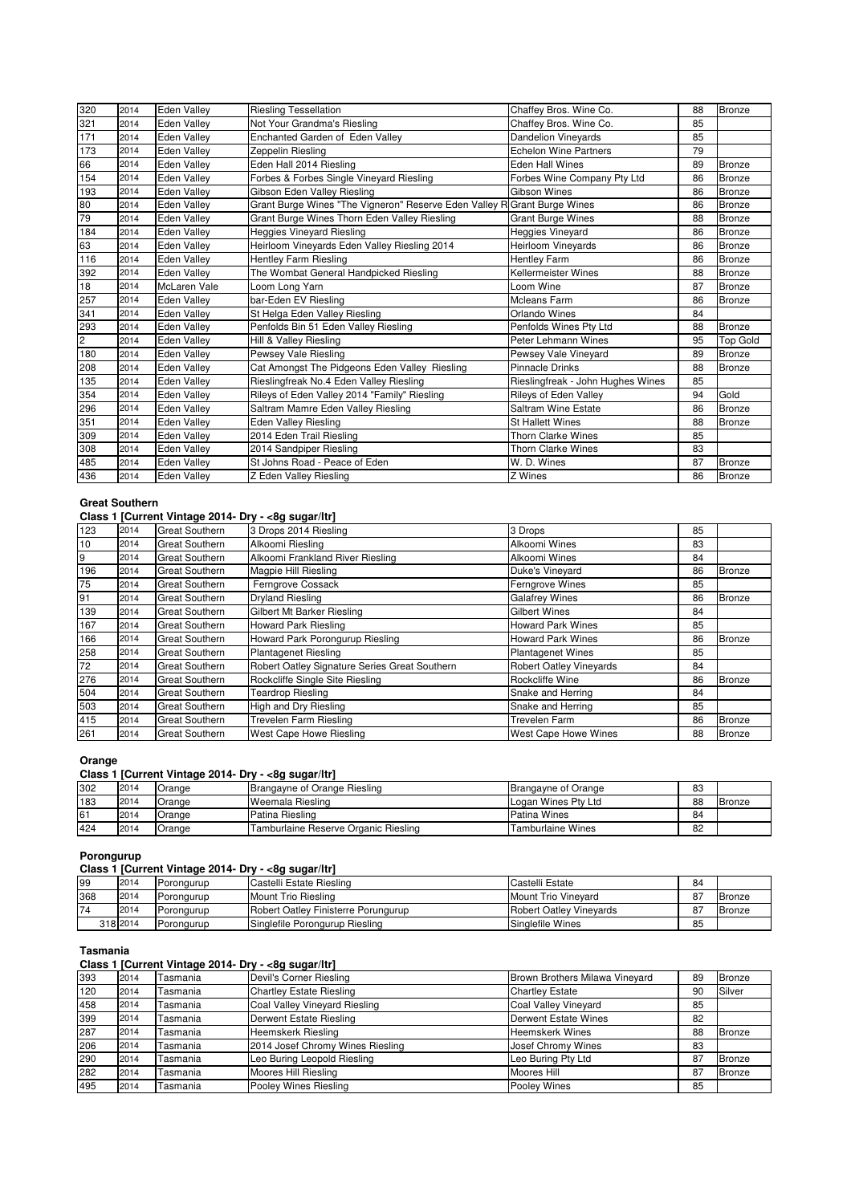| 320 | 2014 | Eden Valley | Riesling Tessellation | Chaffey Bros. Wine Co. | 88 | Bronze |
|---|---|---|---|---|---|---|
| 321 | 2014 | Eden Valley | Not Your Grandma's Riesling | Chaffey Bros. Wine Co. | 85 | |
| 171 | 2014 | Eden Valley | Enchanted Garden of Eden Valley | Dandelion Vineyards | 85 | |
| 173 | 2014 | Eden Valley | Zeppelin Riesling | Echelon Wine Partners | 79 | |
| 66 | 2014 | Eden Valley | Eden Hall 2014 Riesling | Eden Hall Wines | 89 | Bronze |
| 154 | 2014 | Eden Valley | Forbes & Forbes Single Vineyard Riesling | Forbes Wine Company Pty Ltd | 86 | Bronze |
| 193 | 2014 | Eden Valley | Gibson Eden Valley Riesling | Gibson Wines | 86 | Bronze |
| 80 | 2014 | Eden Valley | Grant Burge Wines "The Vigneron" Reserve Eden Valley R | Grant Burge Wines | 86 | Bronze |
| 79 | 2014 | Eden Valley | Grant Burge Wines Thorn Eden Valley Riesling | Grant Burge Wines | 88 | Bronze |
| 184 | 2014 | Eden Valley | Heggies Vineyard Riesling | Heggies Vineyard | 86 | Bronze |
| 63 | 2014 | Eden Valley | Heirloom Vineyards Eden Valley Riesling 2014 | Heirloom Vineyards | 86 | Bronze |
| 116 | 2014 | Eden Valley | Hentley Farm Riesling | Hentley Farm | 86 | Bronze |
| 392 | 2014 | Eden Valley | The Wombat General Handpicked Riesling | Kellermeister Wines | 88 | Bronze |
| 18 | 2014 | McLaren Vale | Loom Long Yarn | Loom Wine | 87 | Bronze |
| 257 | 2014 | Eden Valley | bar-Eden EV Riesling | Mcleans Farm | 86 | Bronze |
| 341 | 2014 | Eden Valley | St Helga Eden Valley Riesling | Orlando Wines | 84 | |
| 293 | 2014 | Eden Valley | Penfolds Bin 51 Eden Valley Riesling | Penfolds Wines Pty Ltd | 88 | Bronze |
| 2 | 2014 | Eden Valley | Hill & Valley Riesling | Peter Lehmann Wines | 95 | Top Gold |
| 180 | 2014 | Eden Valley | Pewsey Vale Riesling | Pewsey Vale Vineyard | 89 | Bronze |
| 208 | 2014 | Eden Valley | Cat Amongst The Pidgeons Eden Valley Riesling | Pinnacle Drinks | 88 | Bronze |
| 135 | 2014 | Eden Valley | Rieslingfreak No.4 Eden Valley Riesling | Rieslingfreak - John Hughes Wines | 85 | |
| 354 | 2014 | Eden Valley | Rileys of Eden Valley 2014 "Family" Riesling | Rileys of Eden Valley | 94 | Gold |
| 296 | 2014 | Eden Valley | Saltram Mamre Eden Valley Riesling | Saltram Wine Estate | 86 | Bronze |
| 351 | 2014 | Eden Valley | Eden Valley Riesling | St Hallett Wines | 88 | Bronze |
| 309 | 2014 | Eden Valley | 2014 Eden Trail Riesling | Thorn Clarke Wines | 85 | |
| 308 | 2014 | Eden Valley | 2014 Sandpiper Riesling | Thorn Clarke Wines | 83 | |
| 485 | 2014 | Eden Valley | St Johns Road - Peace of Eden | W. D. Wines | 87 | Bronze |
| 436 | 2014 | Eden Valley | Z Eden Valley Riesling | Z Wines | 86 | Bronze |

**Great Southern**

**Class 1 [Current Vintage 2014- Dry - <8g sugar/ltr]**

| 123 | 2014 | Great Southern | 3 Drops 2014 Riesling | 3 Drops | 85 | |
|---|---|---|---|---|---|---|
| 10 | 2014 | Great Southern | Alkoomi Riesling | Alkoomi Wines | 83 | |
| 9 | 2014 | Great Southern | Alkoomi Frankland River Riesling | Alkoomi Wines | 84 | |
| 196 | 2014 | Great Southern | Magpie Hill Riesling | Duke's Vineyard | 86 | Bronze |
| 75 | 2014 | Great Southern | Ferngrove Cossack | Ferngrove Wines | 85 | |
| 91 | 2014 | Great Southern | Dryland Riesling | Galafrey Wines | 86 | Bronze |
| 139 | 2014 | Great Southern | Gilbert Mt Barker Riesling | Gilbert Wines | 84 | |
| 167 | 2014 | Great Southern | Howard Park Riesling | Howard Park Wines | 85 | |
| 166 | 2014 | Great Southern | Howard Park Porongurup Riesling | Howard Park Wines | 86 | Bronze |
| 258 | 2014 | Great Southern | Plantagenet Riesling | Plantagenet Wines | 85 | |
| 72 | 2014 | Great Southern | Robert Oatley Signature Series Great Southern | Robert Oatley Vineyards | 84 | |
| 276 | 2014 | Great Southern | Rockcliffe Single Site Riesling | Rockcliffe Wine | 86 | Bronze |
| 504 | 2014 | Great Southern | Teardrop Riesling | Snake and Herring | 84 | |
| 503 | 2014 | Great Southern | High and Dry Riesling | Snake and Herring | 85 | |
| 415 | 2014 | Great Southern | Trevelen Farm Riesling | Trevelen Farm | 86 | Bronze |
| 261 | 2014 | Great Southern | West Cape Howe Riesling | West Cape Howe Wines | 88 | Bronze |

**Orange**

**Class 1 [Current Vintage 2014- Dry - <8g sugar/ltr]**

| 302 | 2014 | Orange | Brangayne of Orange Riesling | Brangayne of Orange | 83 | |
|---|---|---|---|---|---|---|
| 183 | 2014 | Orange | Weemala Riesling | Logan Wines Pty Ltd | 88 | Bronze |
| 61 | 2014 | Orange | Patina Riesling | Patina Wines | 84 | |
| 424 | 2014 | Orange | Tamburlaine Reserve Organic Riesling | Tamburlaine Wines | 82 | |

**Porongurup**

**Class 1 [Current Vintage 2014- Dry - <8g sugar/ltr]**

| 99 | 2014 | Porongurup | Castelli Estate Riesling | Castelli Estate | 84 | |
|---|---|---|---|---|---|---|
| 368 | 2014 | Porongurup | Mount Trio Riesling | Mount Trio Vineyard | 87 | Bronze |
| 74 | 2014 | Porongurup | Robert Oatley Finisterre Porungurup | Robert Oatley Vineyards | 87 | Bronze |
| 318 | 2014 | Porongurup | Singlefile Porongurup Riesling | Singlefile Wines | 85 | |

**Tasmania**

**Class 1 [Current Vintage 2014- Dry - <8g sugar/ltr]**

| 393 | 2014 | Tasmania | Devil's Corner Riesling | Brown Brothers Milawa Vineyard | 89 | Bronze |
|---|---|---|---|---|---|---|
| 120 | 2014 | Tasmania | Chartley Estate Riesling | Chartley Estate | 90 | Silver |
| 458 | 2014 | Tasmania | Coal Valley Vineyard Riesling | Coal Valley Vineyard | 85 | |
| 399 | 2014 | Tasmania | Derwent Estate Riesling | Derwent Estate Wines | 82 | |
| 287 | 2014 | Tasmania | Heemskerk Riesling | Heemskerk Wines | 88 | Bronze |
| 206 | 2014 | Tasmania | 2014 Josef Chromy Wines Riesling | Josef Chromy Wines | 83 | |
| 290 | 2014 | Tasmania | Leo Buring Leopold Riesling | Leo Buring Pty Ltd | 87 | Bronze |
| 282 | 2014 | Tasmania | Moores Hill Riesling | Moores Hill | 87 | Bronze |
| 495 | 2014 | Tasmania | Pooley Wines Riesling | Pooley Wines | 85 | |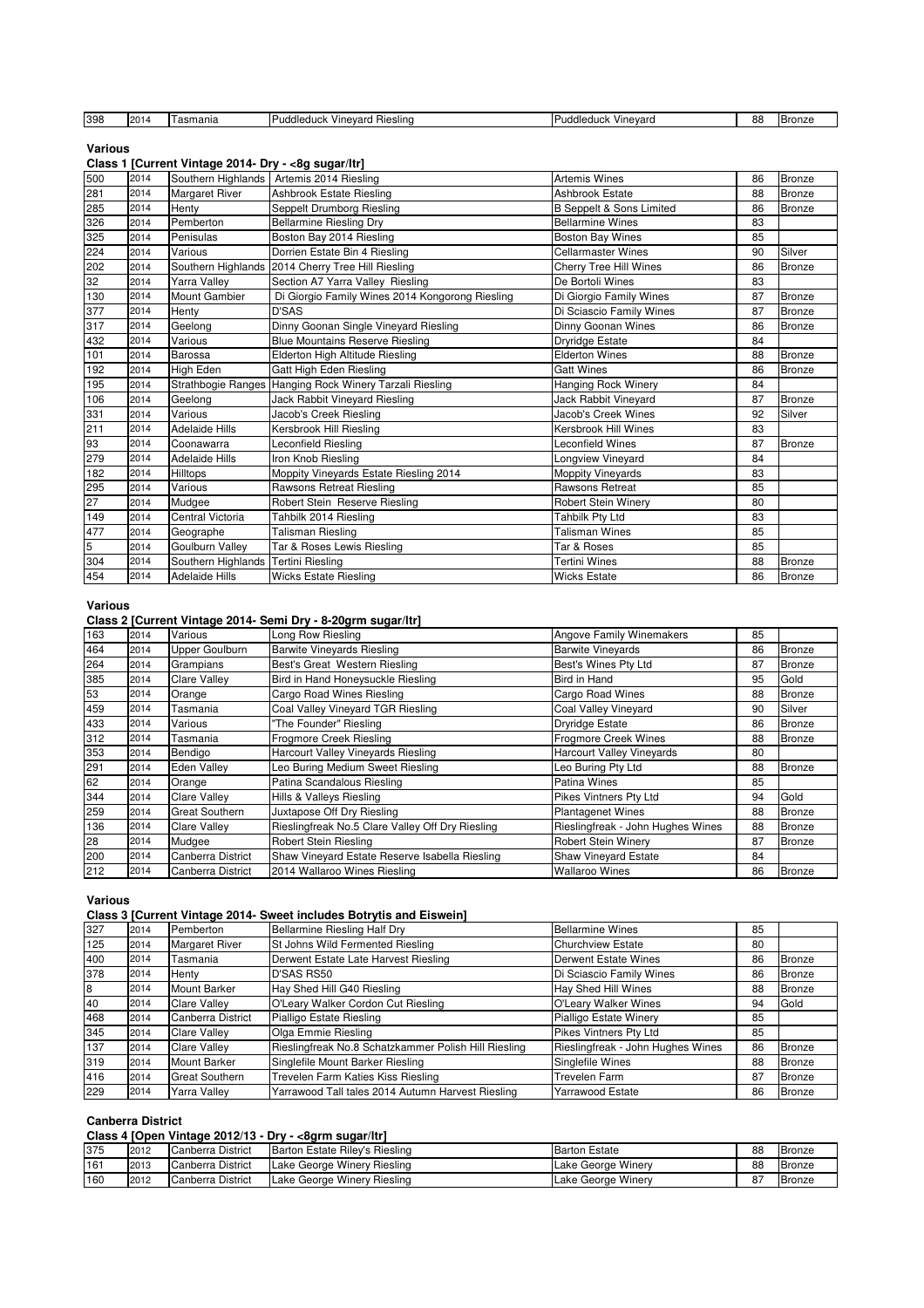| 398 | 2014 | Tasmania | Puddleduck Vineyard Riesling | Puddleduck Vineyard | 88 | Bronze |
|---|---|---|---|---|---|---|

**Various**

**Class 1 [Current Vintage 2014- Dry - <8g sugar/ltr]**

| | | | | | | |
|---|---|---|---|---|---|---|
| 500 | 2014 | Southern Highlands | Artemis 2014 Riesling | Artemis Wines | 86 | Bronze |
| 281 | 2014 | Margaret River | Ashbrook Estate Riesling | Ashbrook Estate | 88 | Bronze |
| 285 | 2014 | Henty | Seppelt Drumborg Riesling | B Seppelt & Sons Limited | 86 | Bronze |
| 326 | 2014 | Pemberton | Bellarmine Riesling Dry | Bellarmine Wines | 83 | |
| 325 | 2014 | Penisulas | Boston Bay 2014 Riesling | Boston Bay Wines | 85 | |
| 224 | 2014 | Various | Dorrien Estate Bin 4 Riesling | Cellarmaster Wines | 90 | Silver |
| 202 | 2014 | Southern Highlands | 2014 Cherry Tree Hill Riesling | Cherry Tree Hill Wines | 86 | Bronze |
| 32 | 2014 | Yarra Valley | Section A7 Yarra Valley Riesling | De Bortoli Wines | 83 | |
| 130 | 2014 | Mount Gambier | Di Giorgio Family Wines 2014 Kongorong Riesling | Di Giorgio Family Wines | 87 | Bronze |
| 377 | 2014 | Henty | D'SAS | Di Sciascio Family Wines | 87 | Bronze |
| 317 | 2014 | Geelong | Dinny Goonan Single Vineyard Riesling | Dinny Goonan Wines | 86 | Bronze |
| 432 | 2014 | Various | Blue Mountains Reserve Riesling | Dryridge Estate | 84 | |
| 101 | 2014 | Barossa | Elderton High Altitude Riesling | Elderton Wines | 88 | Bronze |
| 192 | 2014 | High Eden | Gatt High Eden Riesling | Gatt Wines | 86 | Bronze |
| 195 | 2014 | Strathbogie Ranges | Hanging Rock Winery Tarzali Riesling | Hanging Rock Winery | 84 | |
| 106 | 2014 | Geelong | Jack Rabbit Vineyard Riesling | Jack Rabbit Vineyard | 87 | Bronze |
| 331 | 2014 | Various | Jacob's Creek Riesling | Jacob's Creek Wines | 92 | Silver |
| 211 | 2014 | Adelaide Hills | Kersbrook Hill Riesling | Kersbrook Hill Wines | 83 | |
| 93 | 2014 | Coonawarra | Leconfield Riesling | Leconfield Wines | 87 | Bronze |
| 279 | 2014 | Adelaide Hills | Iron Knob Riesling | Longview Vineyard | 84 | |
| 182 | 2014 | Hilltops | Moppity Vineyards Estate Riesling 2014 | Moppity Vineyards | 83 | |
| 295 | 2014 | Various | Rawsons Retreat Riesling | Rawsons Retreat | 85 | |
| 27 | 2014 | Mudgee | Robert Stein Reserve Riesling | Robert Stein Winery | 80 | |
| 149 | 2014 | Central Victoria | Tahbilk 2014 Riesling | Tahbilk Pty Ltd | 83 | |
| 477 | 2014 | Geographe | Talisman Riesling | Talisman Wines | 85 | |
| 5 | 2014 | Goulburn Valley | Tar & Roses Lewis Riesling | Tar & Roses | 85 | |
| 304 | 2014 | Southern Highlands | Tertini Riesling | Tertini Wines | 88 | Bronze |
| 454 | 2014 | Adelaide Hills | Wicks Estate Riesling | Wicks Estate | 86 | Bronze |

**Various**

**Class 2 [Current Vintage 2014- Semi Dry - 8-20grm sugar/ltr]**

| | | | | | | |
|---|---|---|---|---|---|---|
| 163 | 2014 | Various | Long Row Riesling | Angove Family Winemakers | 85 | |
| 464 | 2014 | Upper Goulburn | Barwite Vineyards Riesling | Barwite Vineyards | 86 | Bronze |
| 264 | 2014 | Grampians | Best's Great Western Riesling | Best's Wines Pty Ltd | 87 | Bronze |
| 385 | 2014 | Clare Valley | Bird in Hand Honeysuckle Riesling | Bird in Hand | 95 | Gold |
| 53 | 2014 | Orange | Cargo Road Wines Riesling | Cargo Road Wines | 88 | Bronze |
| 459 | 2014 | Tasmania | Coal Valley Vineyard TGR Riesling | Coal Valley Vineyard | 90 | Silver |
| 433 | 2014 | Various | "The Founder" Riesling | Dryridge Estate | 86 | Bronze |
| 312 | 2014 | Tasmania | Frogmore Creek Riesling | Frogmore Creek Wines | 88 | Bronze |
| 353 | 2014 | Bendigo | Harcourt Valley Vineyards Riesling | Harcourt Valley Vineyards | 80 | |
| 291 | 2014 | Eden Valley | Leo Buring Medium Sweet Riesling | Leo Buring Pty Ltd | 88 | Bronze |
| 62 | 2014 | Orange | Patina Scandalous Riesling | Patina Wines | 85 | |
| 344 | 2014 | Clare Valley | Hills & Valleys Riesling | Pikes Vintners Pty Ltd | 94 | Gold |
| 259 | 2014 | Great Southern | Juxtapose Off Dry Riesling | Plantagenet Wines | 88 | Bronze |
| 136 | 2014 | Clare Valley | Rieslingfreak No.5 Clare Valley Off Dry Riesling | Rieslingfreak - John Hughes Wines | 88 | Bronze |
| 28 | 2014 | Mudgee | Robert Stein Riesling | Robert Stein Winery | 87 | Bronze |
| 200 | 2014 | Canberra District | Shaw Vineyard Estate Reserve Isabella Riesling | Shaw Vineyard Estate | 84 | |
| 212 | 2014 | Canberra District | 2014 Wallaroo Wines Riesling | Wallaroo Wines | 86 | Bronze |

**Various**

**Class 3 [Current Vintage 2014- Sweet includes Botrytis and Eiswein]**

| | | | | | | |
|---|---|---|---|---|---|---|
| 327 | 2014 | Pemberton | Bellarmine Riesling Half Dry | Bellarmine Wines | 85 | |
| 125 | 2014 | Margaret River | St Johns Wild Fermented Riesling | Churchview Estate | 80 | |
| 400 | 2014 | Tasmania | Derwent Estate Late Harvest Riesling | Derwent Estate Wines | 86 | Bronze |
| 378 | 2014 | Henty | D'SAS RS50 | Di Sciascio Family Wines | 86 | Bronze |
| 8 | 2014 | Mount Barker | Hay Shed Hill G40 Riesling | Hay Shed Hill Wines | 88 | Bronze |
| 40 | 2014 | Clare Valley | O'Leary Walker Cordon Cut Riesling | O'Leary Walker Wines | 94 | Gold |
| 468 | 2014 | Canberra District | Pialligo Estate Riesling | Pialligo Estate Winery | 85 | |
| 345 | 2014 | Clare Valley | Olga Emmie Riesling | Pikes Vintners Pty Ltd | 85 | |
| 137 | 2014 | Clare Valley | Rieslingfreak No.8 Schatzkammer Polish Hill Riesling | Rieslingfreak - John Hughes Wines | 86 | Bronze |
| 319 | 2014 | Mount Barker | Singlefile Mount Barker Riesling | Singlefile Wines | 88 | Bronze |
| 416 | 2014 | Great Southern | Trevelen Farm Katies Kiss Riesling | Trevelen Farm | 87 | Bronze |
| 229 | 2014 | Yarra Valley | Yarrawood Tall tales 2014 Autumn Harvest Riesling | Yarrawood Estate | 86 | Bronze |

**Canberra District**

**Class 4 [Open Vintage 2012/13 - Dry - <8grm sugar/ltr]**

| | | | | | | |
|---|---|---|---|---|---|---|
| 375 | 2012 | Canberra District | Barton Estate Riley's Riesling | Barton Estate | 88 | Bronze |
| 161 | 2013 | Canberra District | Lake George Winery Riesling | Lake George Winery | 88 | Bronze |
| 160 | 2012 | Canberra District | Lake George Winery Riesling | Lake George Winery | 87 | Bronze |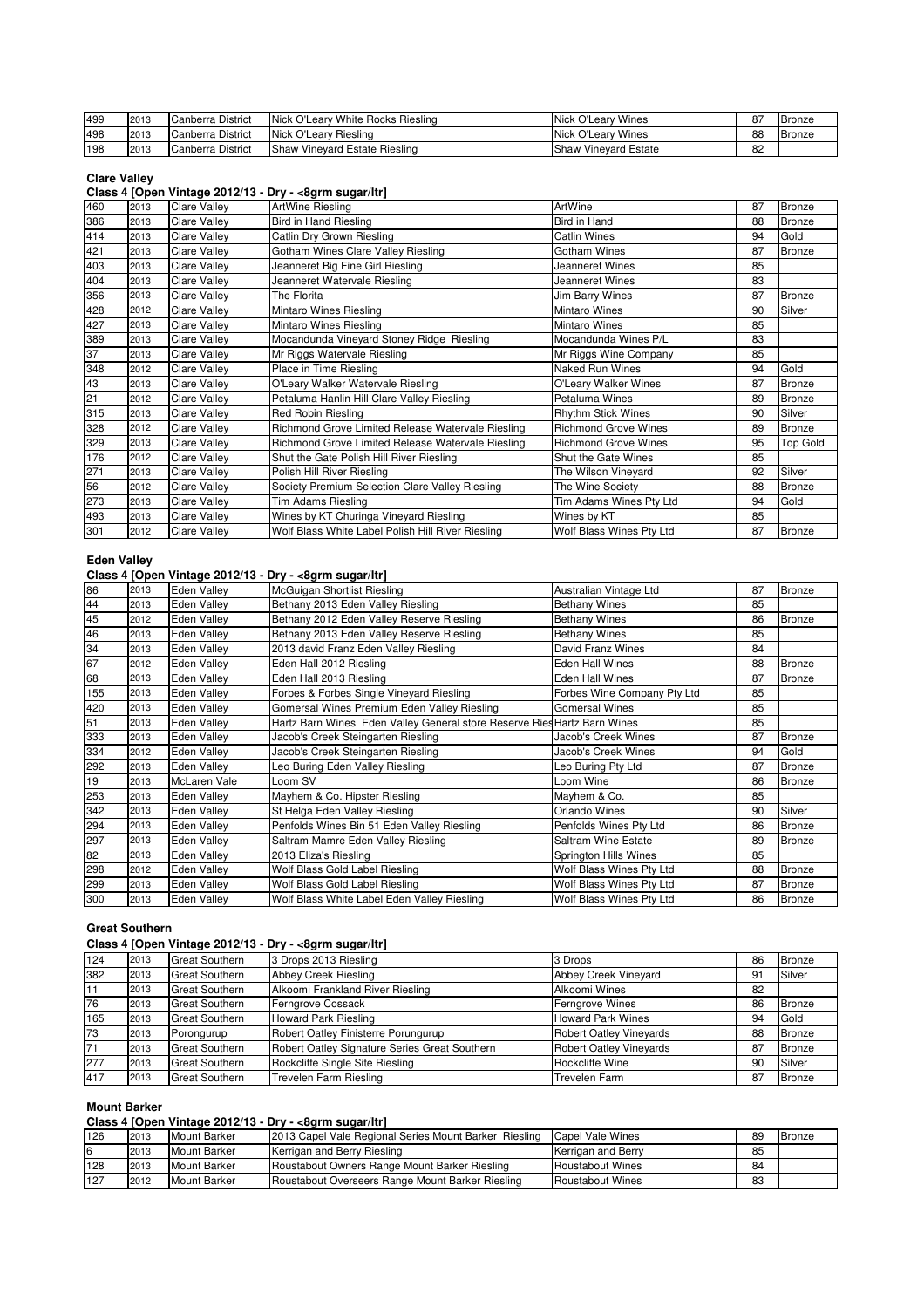| | | | | | | |
|---|---|---|---|---|---|---|
| 499 | 2013 | Canberra District | Nick O'Leary White Rocks Riesling | Nick O'Leary Wines | 87 | Bronze |
| 498 | 2013 | Canberra District | Nick O'Leary Riesling | Nick O'Leary Wines | 88 | Bronze |
| 198 | 2013 | Canberra District | Shaw Vineyard Estate Riesling | Shaw Vineyard Estate | 82 | |

## Clare Valley

### Class 4 [Open Vintage 2012/13 - Dry - <8grm sugar/ltr]

| | | | | | | |
|---|---|---|---|---|---|---|
| 460 | 2013 | Clare Valley | ArtWine Riesling | ArtWine | 87 | Bronze |
| 386 | 2013 | Clare Valley | Bird in Hand Riesling | Bird in Hand | 88 | Bronze |
| 414 | 2013 | Clare Valley | Catlin Dry Grown Riesling | Catlin Wines | 94 | Gold |
| 421 | 2013 | Clare Valley | Gotham Wines Clare Valley Riesling | Gotham Wines | 87 | Bronze |
| 403 | 2013 | Clare Valley | Jeanneret Big Fine Girl Riesling | Jeanneret Wines | 85 | |
| 404 | 2013 | Clare Valley | Jeanneret Watervale Riesling | Jeanneret Wines | 83 | |
| 356 | 2013 | Clare Valley | The Florita | Jim Barry Wines | 87 | Bronze |
| 428 | 2012 | Clare Valley | Mintaro Wines Riesling | Mintaro Wines | 90 | Silver |
| 427 | 2013 | Clare Valley | Mintaro Wines Riesling | Mintaro Wines | 85 | |
| 389 | 2013 | Clare Valley | Mocandunda Vineyard Stoney Ridge Riesling | Mocandunda Wines P/L | 83 | |
| 37 | 2013 | Clare Valley | Mr Riggs Watervale Riesling | Mr Riggs Wine Company | 85 | |
| 348 | 2012 | Clare Valley | Place in Time Riesling | Naked Run Wines | 94 | Gold |
| 43 | 2013 | Clare Valley | O'Leary Walker Watervale Riesling | O'Leary Walker Wines | 87 | Bronze |
| 21 | 2012 | Clare Valley | Petaluma Hanlin Hill Clare Valley Riesling | Petaluma Wines | 89 | Bronze |
| 315 | 2013 | Clare Valley | Red Robin Riesling | Rhythm Stick Wines | 90 | Silver |
| 328 | 2012 | Clare Valley | Richmond Grove Limited Release Watervale Riesling | Richmond Grove Wines | 89 | Bronze |
| 329 | 2013 | Clare Valley | Richmond Grove Limited Release Watervale Riesling | Richmond Grove Wines | 95 | Top Gold |
| 176 | 2012 | Clare Valley | Shut the Gate Polish Hill River Riesling | Shut the Gate Wines | 85 | |
| 271 | 2013 | Clare Valley | Polish Hill River Riesling | The Wilson Vineyard | 92 | Silver |
| 56 | 2012 | Clare Valley | Society Premium Selection Clare Valley Riesling | The Wine Society | 88 | Bronze |
| 273 | 2013 | Clare Valley | Tim Adams Riesling | Tim Adams Wines Pty Ltd | 94 | Gold |
| 493 | 2013 | Clare Valley | Wines by KT Churinga Vineyard Riesling | Wines by KT | 85 | |
| 301 | 2012 | Clare Valley | Wolf Blass White Label Polish Hill River Riesling | Wolf Blass Wines Pty Ltd | 87 | Bronze |

## Eden Valley

### Class 4 [Open Vintage 2012/13 - Dry - <8grm sugar/ltr]

| | | | | | | |
|---|---|---|---|---|---|---|
| 86 | 2013 | Eden Valley | McGuigan Shortlist Riesling | Australian Vintage Ltd | 87 | Bronze |
| 44 | 2013 | Eden Valley | Bethany 2013 Eden Valley Riesling | Bethany Wines | 85 | |
| 45 | 2012 | Eden Valley | Bethany 2012 Eden Valley Reserve Riesling | Bethany Wines | 86 | Bronze |
| 46 | 2013 | Eden Valley | Bethany 2013 Eden Valley Reserve Riesling | Bethany Wines | 85 | |
| 34 | 2013 | Eden Valley | 2013 david Franz Eden Valley Riesling | David Franz Wines | 84 | |
| 67 | 2012 | Eden Valley | Eden Hall 2012 Riesling | Eden Hall Wines | 88 | Bronze |
| 68 | 2013 | Eden Valley | Eden Hall 2013 Riesling | Eden Hall Wines | 87 | Bronze |
| 155 | 2013 | Eden Valley | Forbes & Forbes Single Vineyard Riesling | Forbes Wine Company Pty Ltd | 85 | |
| 420 | 2013 | Eden Valley | Gomersal Wines Premium Eden Valley Riesling | Gomersal Wines | 85 | |
| 51 | 2013 | Eden Valley | Hartz Barn Wines Eden Valley General store Reserve Ries | Hartz Barn Wines | 85 | |
| 333 | 2013 | Eden Valley | Jacob's Creek Steingarten Riesling | Jacob's Creek Wines | 87 | Bronze |
| 334 | 2012 | Eden Valley | Jacob's Creek Steingarten Riesling | Jacob's Creek Wines | 94 | Gold |
| 292 | 2013 | Eden Valley | Leo Buring Eden Valley Riesling | Leo Buring Pty Ltd | 87 | Bronze |
| 19 | 2013 | McLaren Vale | Loom SV | Loom Wine | 86 | Bronze |
| 253 | 2013 | Eden Valley | Mayhem & Co. Hipster Riesling | Mayhem & Co. | 85 | |
| 342 | 2013 | Eden Valley | St Helga Eden Valley Riesling | Orlando Wines | 90 | Silver |
| 294 | 2013 | Eden Valley | Penfolds Wines Bin 51 Eden Valley Riesling | Penfolds Wines Pty Ltd | 86 | Bronze |
| 297 | 2013 | Eden Valley | Saltram Mamre Eden Valley Riesling | Saltram Wine Estate | 89 | Bronze |
| 82 | 2013 | Eden Valley | 2013 Eliza's Riesling | Springton Hills Wines | 85 | |
| 298 | 2012 | Eden Valley | Wolf Blass Gold Label Riesling | Wolf Blass Wines Pty Ltd | 88 | Bronze |
| 299 | 2013 | Eden Valley | Wolf Blass Gold Label Riesling | Wolf Blass Wines Pty Ltd | 87 | Bronze |
| 300 | 2013 | Eden Valley | Wolf Blass White Label Eden Valley Riesling | Wolf Blass Wines Pty Ltd | 86 | Bronze |

## Great Southern

### Class 4 [Open Vintage 2012/13 - Dry - <8grm sugar/ltr]

| | | | | | | |
|---|---|---|---|---|---|---|
| 124 | 2013 | Great Southern | 3 Drops 2013 Riesling | 3 Drops | 86 | Bronze |
| 382 | 2013 | Great Southern | Abbey Creek Riesling | Abbey Creek Vineyard | 91 | Silver |
| 11 | 2013 | Great Southern | Alkoomi Frankland River Riesling | Alkoomi Wines | 82 | |
| 76 | 2013 | Great Southern | Ferngrove Cossack | Ferngrove Wines | 86 | Bronze |
| 165 | 2013 | Great Southern | Howard Park Riesling | Howard Park Wines | 94 | Gold |
| 73 | 2013 | Porongurup | Robert Oatley Finisterre Porungurup | Robert Oatley Vineyards | 88 | Bronze |
| 71 | 2013 | Great Southern | Robert Oatley Signature Series Great Southern | Robert Oatley Vineyards | 87 | Bronze |
| 277 | 2013 | Great Southern | Rockcliffe Single Site Riesling | Rockcliffe Wine | 90 | Silver |
| 417 | 2013 | Great Southern | Trevelen Farm Riesling | Trevelen Farm | 87 | Bronze |

## Mount Barker

### Class 4 [Open Vintage 2012/13 - Dry - <8grm sugar/ltr]

| | | | | | | |
|---|---|---|---|---|---|---|
| 126 | 2013 | Mount Barker | 2013 Capel Vale Regional Series Mount Barker Riesling | Capel Vale Wines | 89 | Bronze |
| 6 | 2013 | Mount Barker | Kerrigan and Berry Riesling | Kerrigan and Berry | 85 | |
| 128 | 2013 | Mount Barker | Roustabout Owners Range Mount Barker Riesling | Roustabout Wines | 84 | |
| 127 | 2012 | Mount Barker | Roustabout Overseers Range Mount Barker Riesling | Roustabout Wines | 83 | |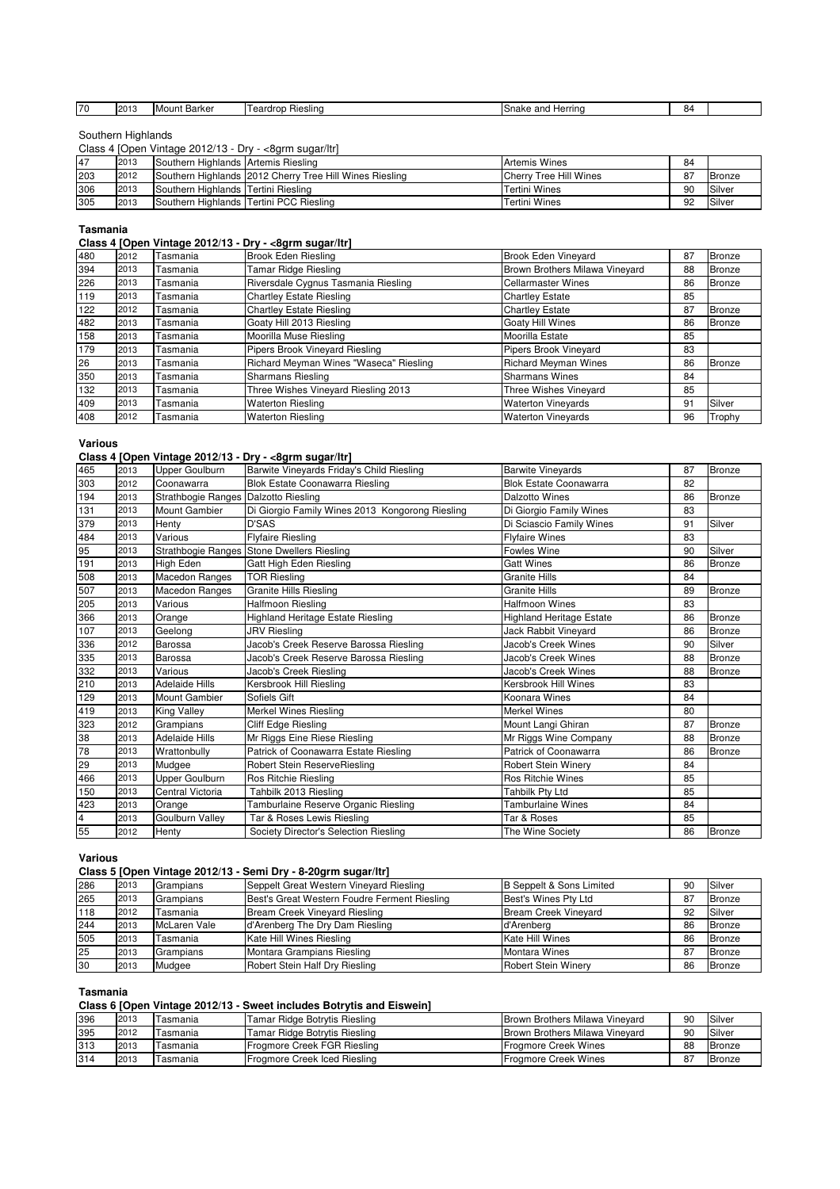| 70 | 2013 | Mount Barker | Teardrop Riesling | Snake and Herring | 84 | |
|---|---|---|---|---|---|---|

Southern Highlands

Class 4 [Open Vintage 2012/13 - Dry - <8grm sugar/ltr]

| 47 | 2013 | Southern Highlands | Artemis Riesling | Artemis Wines | 84 | |
|---|---|---|---|---|---|---|
| 203 | 2012 | Southern Highlands | 2012 Cherry Tree Hill Wines Riesling | Cherry Tree Hill Wines | 87 | Bronze |
| 306 | 2013 | Southern Highlands | Tertini Riesling | Tertini Wines | 90 | Silver |
| 305 | 2013 | Southern Highlands | Tertini PCC Riesling | Tertini Wines | 92 | Silver |

**Tasmania**

**Class 4 [Open Vintage 2012/13 - Dry - <8grm sugar/ltr]**

| 480 | 2012 | Tasmania | Brook Eden Riesling | Brook Eden Vineyard | 87 | Bronze |
|---|---|---|---|---|---|---|
| 394 | 2013 | Tasmania | Tamar Ridge Riesling | Brown Brothers Milawa Vineyard | 88 | Bronze |
| 226 | 2013 | Tasmania | Riversdale Cygnus Tasmania Riesling | Cellarmaster Wines | 86 | Bronze |
| 119 | 2013 | Tasmania | Chartley Estate Riesling | Chartley Estate | 85 | |
| 122 | 2012 | Tasmania | Chartley Estate Riesling | Chartley Estate | 87 | Bronze |
| 482 | 2013 | Tasmania | Goaty Hill 2013 Riesling | Goaty Hill Wines | 86 | Bronze |
| 158 | 2013 | Tasmania | Moorilla Muse Riesling | Moorilla Estate | 85 | |
| 179 | 2013 | Tasmania | Pipers Brook Vineyard Riesling | Pipers Brook Vineyard | 83 | |
| 26 | 2013 | Tasmania | Richard Meyman Wines "Waseca" Riesling | Richard Meyman Wines | 86 | Bronze |
| 350 | 2013 | Tasmania | Sharmans Riesling | Sharmans Wines | 84 | |
| 132 | 2013 | Tasmania | Three Wishes Vineyard Riesling 2013 | Three Wishes Vineyard | 85 | |
| 409 | 2013 | Tasmania | Waterton Riesling | Waterton Vineyards | 91 | Silver |
| 408 | 2012 | Tasmania | Waterton Riesling | Waterton Vineyards | 96 | Trophy |

**Various**

**Class 4 [Open Vintage 2012/13 - Dry - <8grm sugar/ltr]**

| 465 | 2013 | Upper Goulburn | Barwite Vineyards Friday's Child Riesling | Barwite Vineyards | 87 | Bronze |
|---|---|---|---|---|---|---|
| 303 | 2012 | Coonawarra | Blok Estate Coonawarra Riesling | Blok Estate Coonawarra | 82 | |
| 194 | 2013 | Strathbogie Ranges | Dalzotto Riesling | Dalzotto Wines | 86 | Bronze |
| 131 | 2013 | Mount Gambier | Di Giorgio Family Wines 2013 Kongorong Riesling | Di Giorgio Family Wines | 83 | |
| 379 | 2013 | Henty | D'SAS | Di Sciascio Family Wines | 91 | Silver |
| 484 | 2013 | Various | Flyfaire Riesling | Flyfaire Wines | 83 | |
| 95 | 2013 | Strathbogie Ranges | Stone Dwellers Riesling | Fowles Wine | 90 | Silver |
| 191 | 2013 | High Eden | Gatt High Eden Riesling | Gatt Wines | 86 | Bronze |
| 508 | 2013 | Macedon Ranges | TOR Riesling | Granite Hills | 84 | |
| 507 | 2013 | Macedon Ranges | Granite Hills Riesling | Granite Hills | 89 | Bronze |
| 205 | 2013 | Various | Halfmoon Riesling | Halfmoon Wines | 83 | |
| 366 | 2013 | Orange | Highland Heritage Estate Riesling | Highland Heritage Estate | 86 | Bronze |
| 107 | 2013 | Geelong | JRV Riesling | Jack Rabbit Vineyard | 86 | Bronze |
| 336 | 2012 | Barossa | Jacob's Creek Reserve Barossa Riesling | Jacob's Creek Wines | 90 | Silver |
| 335 | 2013 | Barossa | Jacob's Creek Reserve Barossa Riesling | Jacob's Creek Wines | 88 | Bronze |
| 332 | 2013 | Various | Jacob's Creek Riesling | Jacob's Creek Wines | 88 | Bronze |
| 210 | 2013 | Adelaide Hills | Kersbrook Hill Riesling | Kersbrook Hill Wines | 83 | |
| 129 | 2013 | Mount Gambier | Sofiels Gift | Koonara Wines | 84 | |
| 419 | 2013 | King Valley | Merkel Wines Riesling | Merkel Wines | 80 | |
| 323 | 2012 | Grampians | Cliff Edge Riesling | Mount Langi Ghiran | 87 | Bronze |
| 38 | 2013 | Adelaide Hills | Mr Riggs Eine Riese Riesling | Mr Riggs Wine Company | 88 | Bronze |
| 78 | 2013 | Wrattonbully | Patrick of Coonawarra Estate Riesling | Patrick of Coonawarra | 86 | Bronze |
| 29 | 2013 | Mudgee | Robert Stein ReserveRiesling | Robert Stein Winery | 84 | |
| 466 | 2013 | Upper Goulburn | Ros Ritchie Riesling | Ros Ritchie Wines | 85 | |
| 150 | 2013 | Central Victoria | Tahbilk 2013 Riesling | Tahbilk Pty Ltd | 85 | |
| 423 | 2013 | Orange | Tamburlaine Reserve Organic Riesling | Tamburlaine Wines | 84 | |
| 4 | 2013 | Goulburn Valley | Tar & Roses Lewis Riesling | Tar & Roses | 85 | |
| 55 | 2012 | Henty | Society Director's Selection Riesling | The Wine Society | 86 | Bronze |

**Various**

**Class 5 [Open Vintage 2012/13 - Semi Dry - 8-20grm sugar/ltr]**

| 286 | 2013 | Grampians | Seppelt Great Western Vineyard Riesling | B Seppelt & Sons Limited | 90 | Silver |
|---|---|---|---|---|---|---|
| 265 | 2013 | Grampians | Best's Great Western Foudre Ferment Riesling | Best's Wines Pty Ltd | 87 | Bronze |
| 118 | 2012 | Tasmania | Bream Creek Vineyard Riesling | Bream Creek Vineyard | 92 | Silver |
| 244 | 2013 | McLaren Vale | d'Arenberg The Dry Dam Riesling | d'Arenberg | 86 | Bronze |
| 505 | 2013 | Tasmania | Kate Hill Wines Riesling | Kate Hill Wines | 86 | Bronze |
| 25 | 2013 | Grampians | Montara Grampians Riesling | Montara Wines | 87 | Bronze |
| 30 | 2013 | Mudgee | Robert Stein Half Dry Riesling | Robert Stein Winery | 86 | Bronze |

**Tasmania**

**Class 6 [Open Vintage 2012/13 - Sweet includes Botrytis and Eiswein]**

| 396 | 2013 | Tasmania | Tamar Ridge Botrytis Riesling | Brown Brothers Milawa Vineyard | 90 | Silver |
|---|---|---|---|---|---|---|
| 395 | 2012 | Tasmania | Tamar Ridge Botrytis Riesling | Brown Brothers Milawa Vineyard | 90 | Silver |
| 313 | 2013 | Tasmania | Frogmore Creek FGR Riesling | Frogmore Creek Wines | 88 | Bronze |
| 314 | 2013 | Tasmania | Frogmore Creek Iced Riesling | Frogmore Creek Wines | 87 | Bronze |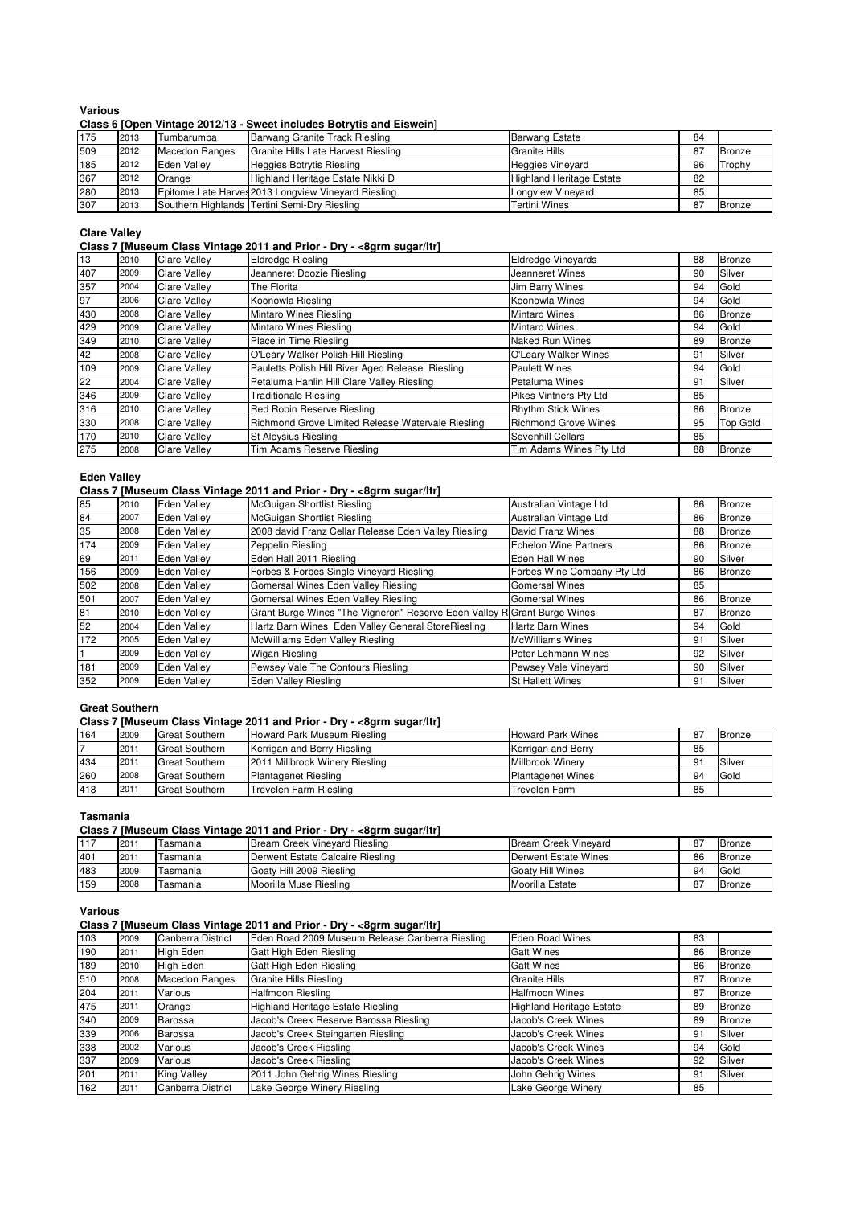**Various**

**Class 6 [Open Vintage 2012/13 - Sweet includes Botrytis and Eiswein]**

| | | | | | | |
|---|---|---|---|---|---|---|
| 175 | 2013 | Tumbarumba | Barwang Granite Track Riesling | Barwang Estate | 84 | |
| 509 | 2012 | Macedon Ranges | Granite Hills Late Harvest Riesling | Granite Hills | 87 | Bronze |
| 185 | 2012 | Eden Valley | Heggies Botrytis Riesling | Heggies Vineyard | 96 | Trophy |
| 367 | 2012 | Orange | Highland Heritage Estate Nikki D | Highland Heritage Estate | 82 | |
| 280 | 2013 | Epitome Late Harves | 2013 Longview Vineyard Riesling | Longview Vineyard | 85 | |
| 307 | 2013 | Southern Highlands | Tertini Semi-Dry Riesling | Tertini Wines | 87 | Bronze |

**Clare Valley**

**Class 7 [Museum Class Vintage 2011 and Prior - Dry - <8grm sugar/ltr]**

| | | | | | | |
|---|---|---|---|---|---|---|
| 13 | 2010 | Clare Valley | Eldredge Riesling | Eldredge Vineyards | 88 | Bronze |
| 407 | 2009 | Clare Valley | Jeanneret Doozie Riesling | Jeanneret Wines | 90 | Silver |
| 357 | 2004 | Clare Valley | The Florita | Jim Barry Wines | 94 | Gold |
| 97 | 2006 | Clare Valley | Koonowla Riesling | Koonowla Wines | 94 | Gold |
| 430 | 2008 | Clare Valley | Mintaro Wines Riesling | Mintaro Wines | 86 | Bronze |
| 429 | 2009 | Clare Valley | Mintaro Wines Riesling | Mintaro Wines | 94 | Gold |
| 349 | 2010 | Clare Valley | Place in Time Riesling | Naked Run Wines | 89 | Bronze |
| 42 | 2008 | Clare Valley | O'Leary Walker Polish Hill Riesling | O'Leary Walker Wines | 91 | Silver |
| 109 | 2009 | Clare Valley | Pauletts Polish Hill River Aged Release Riesling | Paulett Wines | 94 | Gold |
| 22 | 2004 | Clare Valley | Petaluma Hanlin Hill Clare Valley Riesling | Petaluma Wines | 91 | Silver |
| 346 | 2009 | Clare Valley | Traditionale Riesling | Pikes Vintners Pty Ltd | 85 | |
| 316 | 2010 | Clare Valley | Red Robin Reserve Riesling | Rhythm Stick Wines | 86 | Bronze |
| 330 | 2008 | Clare Valley | Richmond Grove Limited Release Watervale Riesling | Richmond Grove Wines | 95 | Top Gold |
| 170 | 2010 | Clare Valley | St Aloysius Riesling | Sevenhill Cellars | 85 | |
| 275 | 2008 | Clare Valley | Tim Adams Reserve Riesling | Tim Adams Wines Pty Ltd | 88 | Bronze |

**Eden Valley**

**Class 7 [Museum Class Vintage 2011 and Prior - Dry - <8grm sugar/ltr]**

| | | | | | | |
|---|---|---|---|---|---|---|
| 85 | 2010 | Eden Valley | McGuigan Shortlist Riesling | Australian Vintage Ltd | 86 | Bronze |
| 84 | 2007 | Eden Valley | McGuigan Shortlist Riesling | Australian Vintage Ltd | 86 | Bronze |
| 35 | 2008 | Eden Valley | 2008 david Franz Cellar Release Eden Valley Riesling | David Franz Wines | 88 | Bronze |
| 174 | 2009 | Eden Valley | Zeppelin Riesling | Echelon Wine Partners | 86 | Bronze |
| 69 | 2011 | Eden Valley | Eden Hall 2011 Riesling | Eden Hall Wines | 90 | Silver |
| 156 | 2009 | Eden Valley | Forbes & Forbes Single Vineyard Riesling | Forbes Wine Company Pty Ltd | 86 | Bronze |
| 502 | 2008 | Eden Valley | Gomersal Wines Eden Valley Riesling | Gomersal Wines | 85 | |
| 501 | 2007 | Eden Valley | Gomersal Wines Eden Valley Riesling | Gomersal Wines | 86 | Bronze |
| 81 | 2010 | Eden Valley | Grant Burge Wines "The Vigneron" Reserve Eden Valley R | Grant Burge Wines | 87 | Bronze |
| 52 | 2004 | Eden Valley | Hartz Barn Wines Eden Valley General StoreRiesling | Hartz Barn Wines | 94 | Gold |
| 172 | 2005 | Eden Valley | McWilliams Eden Valley Riesling | McWilliams Wines | 91 | Silver |
| 1 | 2009 | Eden Valley | Wigan Riesling | Peter Lehmann Wines | 92 | Silver |
| 181 | 2009 | Eden Valley | Pewsey Vale The Contours Riesling | Pewsey Vale Vineyard | 90 | Silver |
| 352 | 2009 | Eden Valley | Eden Valley Riesling | St Hallett Wines | 91 | Silver |

**Great Southern**

**Class 7 [Museum Class Vintage 2011 and Prior - Dry - <8grm sugar/ltr]**

| | | | | | | |
|---|---|---|---|---|---|---|
| 164 | 2009 | Great Southern | Howard Park Museum Riesling | Howard Park Wines | 87 | Bronze |
| 7 | 2011 | Great Southern | Kerrigan and Berry Riesling | Kerrigan and Berry | 85 | |
| 434 | 2011 | Great Southern | 2011 Millbrook Winery Riesling | Millbrook Winery | 91 | Silver |
| 260 | 2008 | Great Southern | Plantagenet Riesling | Plantagenet Wines | 94 | Gold |
| 418 | 2011 | Great Southern | Trevelen Farm Riesling | Trevelen Farm | 85 | |

**Tasmania**

**Class 7 [Museum Class Vintage 2011 and Prior - Dry - <8grm sugar/ltr]**

| | | | | | | |
|---|---|---|---|---|---|---|
| 117 | 2011 | Tasmania | Bream Creek Vineyard Riesling | Bream Creek Vineyard | 87 | Bronze |
| 401 | 2011 | Tasmania | Derwent Estate Calcaire Riesling | Derwent Estate Wines | 86 | Bronze |
| 483 | 2009 | Tasmania | Goaty Hill 2009 Riesling | Goaty Hill Wines | 94 | Gold |
| 159 | 2008 | Tasmania | Moorilla Muse Riesling | Moorilla Estate | 87 | Bronze |

**Various**

**Class 7 [Museum Class Vintage 2011 and Prior - Dry - <8grm sugar/ltr]**

| | | | | | | |
|---|---|---|---|---|---|---|
| 103 | 2009 | Canberra District | Eden Road 2009 Museum Release Canberra Riesling | Eden Road Wines | 83 | |
| 190 | 2011 | High Eden | Gatt High Eden Riesling | Gatt Wines | 86 | Bronze |
| 189 | 2010 | High Eden | Gatt High Eden Riesling | Gatt Wines | 86 | Bronze |
| 510 | 2008 | Macedon Ranges | Granite Hills Riesling | Granite Hills | 87 | Bronze |
| 204 | 2011 | Various | Halfmoon Riesling | Halfmoon Wines | 87 | Bronze |
| 475 | 2011 | Orange | Highland Heritage Estate Riesling | Highland Heritage Estate | 89 | Bronze |
| 340 | 2009 | Barossa | Jacob's Creek Reserve Barossa Riesling | Jacob's Creek Wines | 89 | Bronze |
| 339 | 2006 | Barossa | Jacob's Creek Steingarten Riesling | Jacob's Creek Wines | 91 | Silver |
| 338 | 2002 | Various | Jacob's Creek Riesling | Jacob's Creek Wines | 94 | Gold |
| 337 | 2009 | Various | Jacob's Creek Riesling | Jacob's Creek Wines | 92 | Silver |
| 201 | 2011 | King Valley | 2011 John Gehrig Wines Riesling | John Gehrig Wines | 91 | Silver |
| 162 | 2011 | Canberra District | Lake George Winery Riesling | Lake George Winery | 85 | |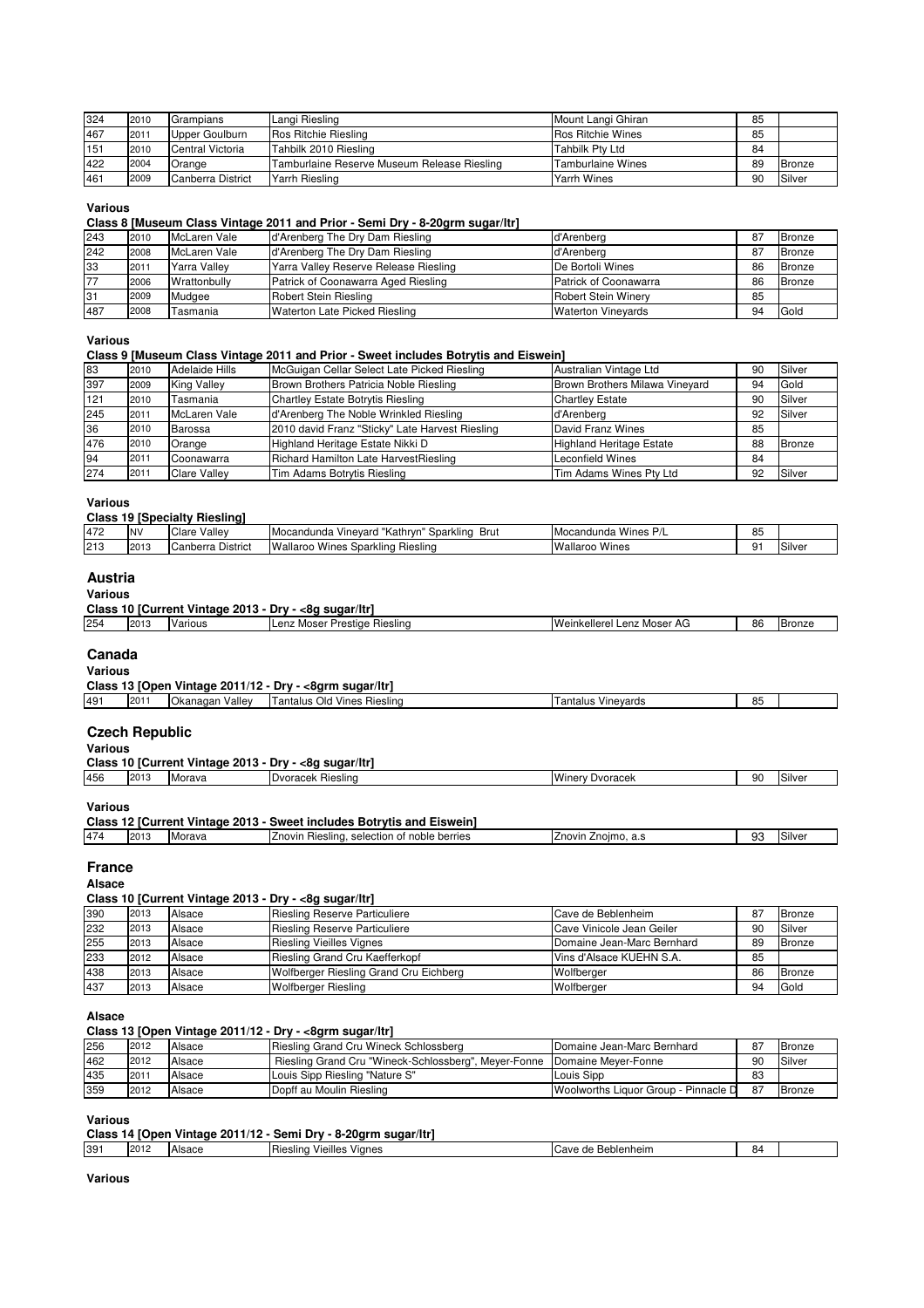| | | | | | | |
|---|---|---|---|---|---|---|
| 324 | 2010 | Grampians | Langi Riesling | Mount Langi Ghiran | 85 | |
| 467 | 2011 | Upper Goulburn | Ros Ritchie Riesling | Ros Ritchie Wines | 85 | |
| 151 | 2010 | Central Victoria | Tahbilk 2010 Riesling | Tahbilk Pty Ltd | 84 | |
| 422 | 2004 | Orange | Tamburlaine Reserve Museum Release Riesling | Tamburlaine Wines | 89 | Bronze |
| 461 | 2009 | Canberra District | Yarrh Riesling | Yarrh Wines | 90 | Silver |

**Various**

**Class 8 [Museum Class Vintage 2011 and Prior - Semi Dry - 8-20grm sugar/ltr]**

| | | | | | | |
|---|---|---|---|---|---|---|
| 243 | 2010 | McLaren Vale | d'Arenberg The Dry Dam Riesling | d'Arenberg | 87 | Bronze |
| 242 | 2008 | McLaren Vale | d'Arenberg The Dry Dam Riesling | d'Arenberg | 87 | Bronze |
| 33 | 2011 | Yarra Valley | Yarra Valley Reserve Release Riesling | De Bortoli Wines | 86 | Bronze |
| 77 | 2006 | Wrattonbully | Patrick of Coonawarra Aged Riesling | Patrick of Coonawarra | 86 | Bronze |
| 31 | 2009 | Mudgee | Robert Stein Riesling | Robert Stein Winery | 85 | |
| 487 | 2008 | Tasmania | Waterton Late Picked Riesling | Waterton Vineyards | 94 | Gold |

**Various**

**Class 9 [Museum Class Vintage 2011 and Prior - Sweet includes Botrytis and Eiswein]**

| | | | | | | |
|---|---|---|---|---|---|---|
| 83 | 2010 | Adelaide Hills | McGuigan Cellar Select Late Picked Riesling | Australian Vintage Ltd | 90 | Silver |
| 397 | 2009 | King Valley | Brown Brothers Patricia Noble Riesling | Brown Brothers Milawa Vineyard | 94 | Gold |
| 121 | 2010 | Tasmania | Chartley Estate Botrytis Riesling | Chartley Estate | 90 | Silver |
| 245 | 2011 | McLaren Vale | d'Arenberg The Noble Wrinkled Riesling | d'Arenberg | 92 | Silver |
| 36 | 2010 | Barossa | 2010 david Franz "Sticky" Late Harvest Riesling | David Franz Wines | 85 | |
| 476 | 2010 | Orange | Highland Heritage Estate Nikki D | Highland Heritage Estate | 88 | Bronze |
| 94 | 2011 | Coonawarra | Richard Hamilton Late HarvestRiesling | Leconfield Wines | 84 | |
| 274 | 2011 | Clare Valley | Tim Adams Botrytis Riesling | Tim Adams Wines Pty Ltd | 92 | Silver |

**Various**

**Class 19 [Specialty Riesling]**

| | | | | | | |
|---|---|---|---|---|---|---|
| 472 | NV | Clare Valley | Mocandunda Vineyard "Kathryn" Sparkling Brut | Mocandunda Wines P/L | 85 | |
| 213 | 2013 | Canberra District | Wallaroo Wines Sparkling Riesling | Wallaroo Wines | 91 | Silver |

## Austria

**Various**

**Class 10 [Current Vintage 2013 - Dry - <8g sugar/ltr]**

| | | | | | | |
|---|---|---|---|---|---|---|
| 254 | 2013 | Various | Lenz Moser Prestige Riesling | Weinkellerel Lenz Moser AG | 86 | Bronze |

## Canada

**Various**

**Class 13 [Open Vintage 2011/12 - Dry - <8grm sugar/ltr]**

| | | | | | | |
|---|---|---|---|---|---|---|
| 491 | 2011 | Okanagan Valley | Tantalus Old Vines Riesling | Tantalus Vineyards | 85 | |

## Czech Republic

**Various**

**Class 10 [Current Vintage 2013 - Dry - <8g sugar/ltr]**

| | | | | | | |
|---|---|---|---|---|---|---|
| 456 | 2013 | Morava | Dvoracek Riesling | Winery Dvoracek | 90 | Silver |

**Various**

**Class 12 [Current Vintage 2013 - Sweet includes Botrytis and Eiswein]**

| | | | | | | |
|---|---|---|---|---|---|---|
| 474 | 2013 | Morava | Znovin Riesling, selection of noble berries | Znovin Znojmo, a.s | 93 | Silver |

## France

**Alsace**

**Class 10 [Current Vintage 2013 - Dry - <8g sugar/ltr]**

| | | | | | | |
|---|---|---|---|---|---|---|
| 390 | 2013 | Alsace | Riesling Reserve Particuliere | Cave de Beblenheim | 87 | Bronze |
| 232 | 2013 | Alsace | Riesling Reserve Particuliere | Cave Vinicole Jean Geiler | 90 | Silver |
| 255 | 2013 | Alsace | Riesling Vieilles Vignes | Domaine Jean-Marc Bernhard | 89 | Bronze |
| 233 | 2012 | Alsace | Riesling Grand Cru Kaefferkopf | Vins d'Alsace KUEHN S.A. | 85 | |
| 438 | 2013 | Alsace | Wolfberger Riesling Grand Cru Eichberg | Wolfberger | 86 | Bronze |
| 437 | 2013 | Alsace | Wolfberger Riesling | Wolfberger | 94 | Gold |

**Alsace**

**Class 13 [Open Vintage 2011/12 - Dry - <8grm sugar/ltr]**

| | | | | | | |
|---|---|---|---|---|---|---|
| 256 | 2012 | Alsace | Riesling Grand Cru Wineck Schlossberg | Domaine Jean-Marc Bernhard | 87 | Bronze |
| 462 | 2012 | Alsace | Riesling Grand Cru "Wineck-Schlossberg", Meyer-Fonne | Domaine Meyer-Fonne | 90 | Silver |
| 435 | 2011 | Alsace | Louis Sipp Riesling "Nature S" | Louis Sipp | 83 | |
| 359 | 2012 | Alsace | Dopff au Moulin Riesling | Woolworths Liquor Group - Pinnacle D | 87 | Bronze |

**Various**

**Class 14 [Open Vintage 2011/12 - Semi Dry - 8-20grm sugar/ltr]**

| | | | | | | |
|---|---|---|---|---|---|---|
| 391 | 2012 | Alsace | Riesling Vieilles Vignes | Cave de Beblenheim | 84 | |

**Various**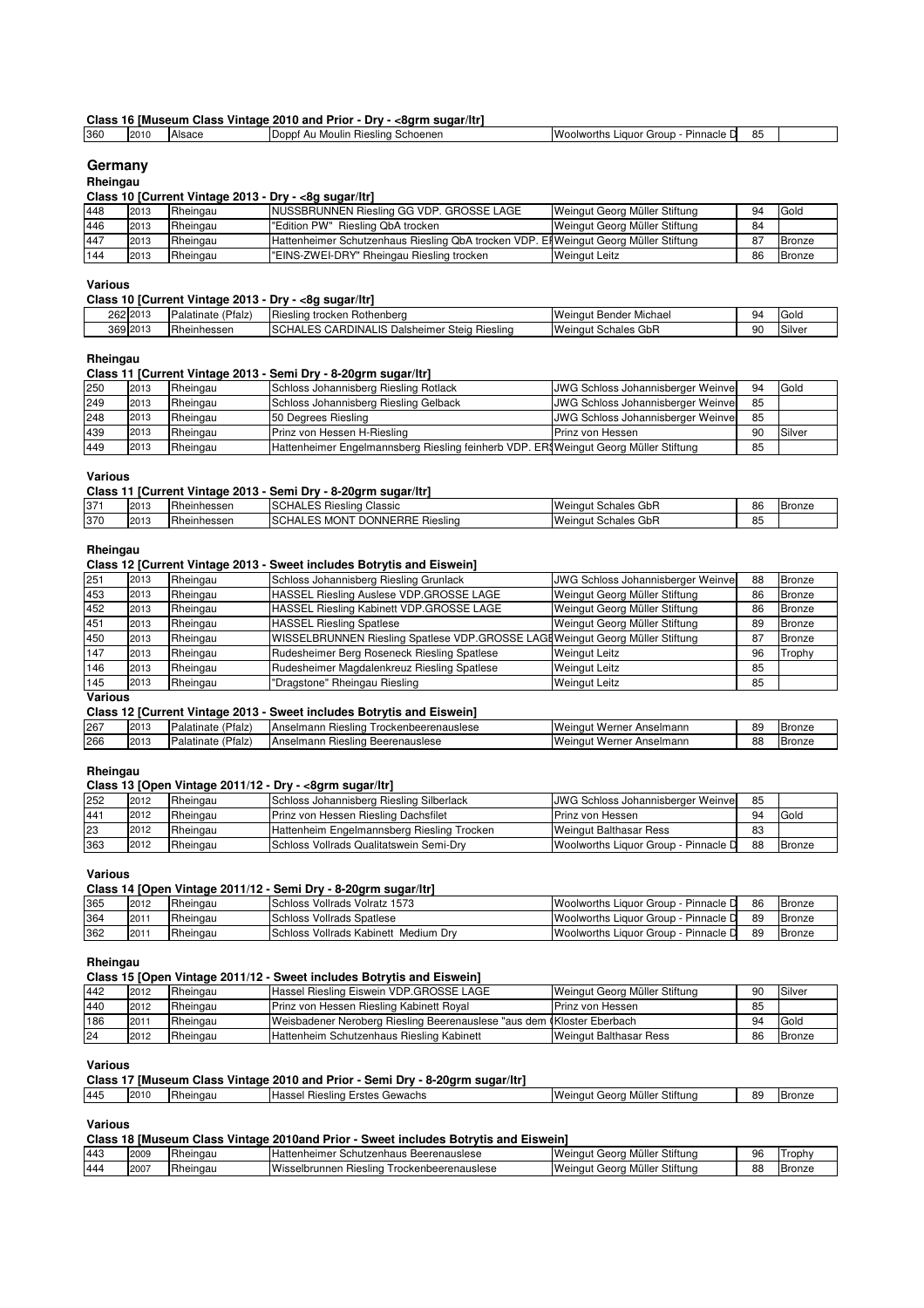**Class 16 [Museum Class Vintage 2010 and Prior - Dry - <8grm sugar/ltr]**

| | | | | | | |
|---|---|---|---|---|---|---|
| 360 | 2010 | Alsace | Doppf Au Moulin Riesling Schoenen | Woolworths Liquor Group - Pinnacle D | 85 | |

## Germany

### Rheingau

**Class 10 [Current Vintage 2013 - Dry - <8g sugar/ltr]**

| | | | | | | |
|---|---|---|---|---|---|---|
| 448 | 2013 | Rheingau | NUSSBRUNNEN Riesling GG VDP. GROSSE LAGE | Weingut Georg Müller Stiftung | 94 | Gold |
| 446 | 2013 | Rheingau | "Edition PW" Riesling QbA trocken | Weingut Georg Müller Stiftung | 84 | |
| 447 | 2013 | Rheingau | Hattenheimer Schutzenhaus Riesling QbA trocken VDP. E | Weingut Georg Müller Stiftung | 87 | Bronze |
| 144 | 2013 | Rheingau | "EINS-ZWEI-DRY" Rheingau Riesling trocken | Weingut Leitz | 86 | Bronze |

### Various

**Class 10 [Current Vintage 2013 - Dry - <8g sugar/ltr]**

| | | | | | | |
|---|---|---|---|---|---|---|
| 262 | 2013 | Palatinate (Pfalz) | Riesling trocken Rothenberg | Weingut Bender Michael | 94 | Gold |
| 369 | 2013 | Rheinhessen | SCHALES CARDINALIS Dalsheimer Steig Riesling | Weingut Schales GbR | 90 | Silver |

### Rheingau

**Class 11 [Current Vintage 2013 - Semi Dry - 8-20grm sugar/ltr]**

| | | | | | | |
|---|---|---|---|---|---|---|
| 250 | 2013 | Rheingau | Schloss Johannisberg Riesling Rotlack | JWG Schloss Johannisberger Weinve | 94 | Gold |
| 249 | 2013 | Rheingau | Schloss Johannisberg Riesling Gelback | JWG Schloss Johannisberger Weinve | 85 | |
| 248 | 2013 | Rheingau | 50 Degrees Riesling | JWG Schloss Johannisberger Weinve | 85 | |
| 439 | 2013 | Rheingau | Prinz von Hessen H-Riesling | Prinz von Hessen | 90 | Silver |
| 449 | 2013 | Rheingau | Hattenheimer Engelmannsberg Riesling feinherb VDP. ER | Weingut Georg Müller Stiftung | 85 | |

### Various

**Class 11 [Current Vintage 2013 - Semi Dry - 8-20grm sugar/ltr]**

| | | | | | | |
|---|---|---|---|---|---|---|
| 371 | 2013 | Rheinhessen | SCHALES Riesling Classic | Weingut Schales GbR | 86 | Bronze |
| 370 | 2013 | Rheinhessen | SCHALES MONT DONNERRE Riesling | Weingut Schales GbR | 85 | |

### Rheingau

**Class 12 [Current Vintage 2013 - Sweet includes Botrytis and Eiswein]**

| | | | | | | |
|---|---|---|---|---|---|---|
| 251 | 2013 | Rheingau | Schloss Johannisberg Riesling Grunlack | JWG Schloss Johannisberger Weinve | 88 | Bronze |
| 453 | 2013 | Rheingau | HASSEL Riesling Auslese VDP.GROSSE LAGE | Weingut Georg Müller Stiftung | 86 | Bronze |
| 452 | 2013 | Rheingau | HASSEL Riesling Kabinett VDP.GROSSE LAGE | Weingut Georg Müller Stiftung | 86 | Bronze |
| 451 | 2013 | Rheingau | HASSEL Riesling Spatlese | Weingut Georg Müller Stiftung | 89 | Bronze |
| 450 | 2013 | Rheingau | WISSELBRUNNEN Riesling Spatlese VDP.GROSSE LAG | Weingut Georg Müller Stiftung | 87 | Bronze |
| 147 | 2013 | Rheingau | Rudesheimer Berg Roseneck Riesling Spatlese | Weingut Leitz | 96 | Trophy |
| 146 | 2013 | Rheingau | Rudesheimer Magdalenkreuz Riesling Spatlese | Weingut Leitz | 85 | |
| 145 | 2013 | Rheingau | "Dragstone" Rheingau Riesling | Weingut Leitz | 85 | |

### Various

**Class 12 [Current Vintage 2013 - Sweet includes Botrytis and Eiswein]**

| | | | | | | |
|---|---|---|---|---|---|---|
| 267 | 2013 | Palatinate (Pfalz) | Anselmann Riesling Trockenbeerenauslese | Weingut Werner Anselmann | 89 | Bronze |
| 266 | 2013 | Palatinate (Pfalz) | Anselmann Riesling Beerenauslese | Weingut Werner Anselmann | 88 | Bronze |

### Rheingau

**Class 13 [Open Vintage 2011/12 - Dry - <8grm sugar/ltr]**

| | | | | | | |
|---|---|---|---|---|---|---|
| 252 | 2012 | Rheingau | Schloss Johannisberg Riesling Silberlack | JWG Schloss Johannisberger Weinve | 85 | |
| 441 | 2012 | Rheingau | Prinz von Hessen Riesling Dachsfilet | Prinz von Hessen | 94 | Gold |
| 23 | 2012 | Rheingau | Hattenheim Engelmannsberg Riesling Trocken | Weingut Balthasar Ress | 83 | |
| 363 | 2012 | Rheingau | Schloss Vollrads Qualitatswein Semi-Dry | Woolworths Liquor Group - Pinnacle D | 88 | Bronze |

### Various

**Class 14 [Open Vintage 2011/12 - Semi Dry - 8-20grm sugar/ltr]**

| | | | | | | |
|---|---|---|---|---|---|---|
| 365 | 2012 | Rheingau | Schloss Vollrads Volratz 1573 | Woolworths Liquor Group - Pinnacle D | 86 | Bronze |
| 364 | 2011 | Rheingau | Schloss Vollrads Spatlese | Woolworths Liquor Group - Pinnacle D | 89 | Bronze |
| 362 | 2011 | Rheingau | Schloss Vollrads Kabinett Medium Dry | Woolworths Liquor Group - Pinnacle D | 89 | Bronze |

### Rheingau

**Class 15 [Open Vintage 2011/12 - Sweet includes Botrytis and Eiswein]**

| | | | | | | |
|---|---|---|---|---|---|---|
| 442 | 2012 | Rheingau | Hassel Riesling Eiswein VDP.GROSSE LAGE | Weingut Georg Müller Stiftung | 90 | Silver |
| 440 | 2012 | Rheingau | Prinz von Hessen Riesling Kabinett Royal | Prinz von Hessen | 85 | |
| 186 | 2011 | Rheingau | Weisbadener Neroberg Riesling Beerenauslese "aus dem | Kloster Eberbach | 94 | Gold |
| 24 | 2012 | Rheingau | Hattenheim Schutzenhaus Riesling Kabinett | Weingut Balthasar Ress | 86 | Bronze |

### Various

**Class 17 [Museum Class Vintage 2010 and Prior - Semi Dry - 8-20grm sugar/ltr]**

| | | | | | | |
|---|---|---|---|---|---|---|
| 445 | 2010 | Rheingau | Hassel Riesling Erstes Gewachs | Weingut Georg Müller Stiftung | 89 | Bronze |

### Various

**Class 18 [Museum Class Vintage 2010and Prior - Sweet includes Botrytis and Eiswein]**

| | | | | | | |
|---|---|---|---|---|---|---|
| 443 | 2009 | Rheingau | Hattenheimer Schutzenhaus Beerenauslese | Weingut Georg Müller Stiftung | 96 | Trophy |
| 444 | 2007 | Rheingau | Wisselbrunnen Riesling Trockenbeerenauslese | Weingut Georg Müller Stiftung | 88 | Bronze |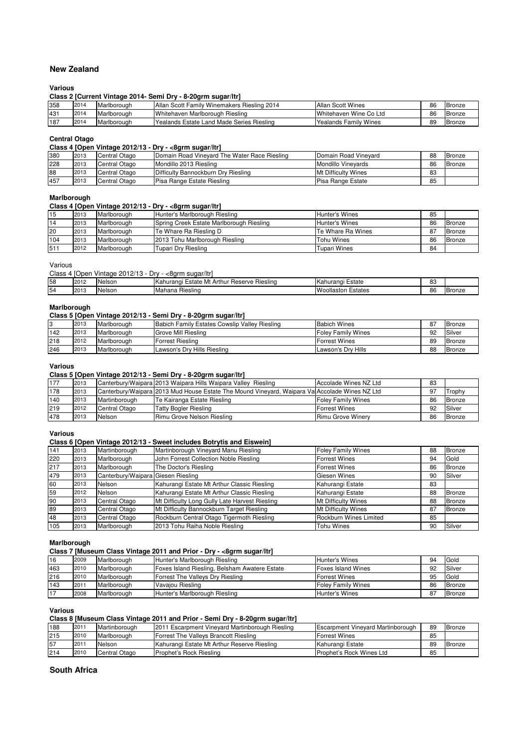## New Zealand

### Various

**Class 2 [Current Vintage 2014- Semi Dry - 8-20grm sugar/ltr]**

| | | | | | | |
|---|---|---|---|---|---|---|
| 358 | 2014 | Marlborough | Allan Scott Family Winemakers Riesling 2014 | Allan Scott Wines | 86 | Bronze |
| 431 | 2014 | Marlborough | Whitehaven Marlborough Riesling | Whitehaven Wine Co Ltd | 86 | Bronze |
| 187 | 2014 | Marlborough | Yealands Estate Land Made Series Riesling | Yealands Family Wines | 89 | Bronze |

### Central Otago

**Class 4 [Open Vintage 2012/13 - Dry - <8grm sugar/ltr]**

| | | | | | | |
|---|---|---|---|---|---|---|
| 380 | 2013 | Central Otago | Domain Road Vineyard The Water Race Riesling | Domain Road Vineyard | 88 | Bronze |
| 228 | 2013 | Central Otago | Mondillo 2013 Riesling | Mondillo Vineyards | 86 | Bronze |
| 88 | 2013 | Central Otago | Difficulty Bannockburn Dry Riesling | Mt Difficulty Wines | 83 | |
| 457 | 2013 | Central Otago | Pisa Range Estate Riesling | Pisa Range Estate | 85 | |

### Marlborough

**Class 4 [Open Vintage 2012/13 - Dry - <8grm sugar/ltr]**

| | | | | | | |
|---|---|---|---|---|---|---|
| 15 | 2013 | Marlborough | Hunter's Marlborough Riesling | Hunter's Wines | 85 | |
| 14 | 2013 | Marlborough | Spring Creek Estate Marlborough Riesling | Hunter's Wines | 86 | Bronze |
| 20 | 2013 | Marlborough | Te Whare Ra Riesling D | Te Whare Ra Wines | 87 | Bronze |
| 104 | 2013 | Marlborough | 2013 Tohu Marlborough Riesling | Tohu Wines | 86 | Bronze |
| 511 | 2012 | Marlborough | Tupari Dry Riesling | Tupari Wines | 84 | |

### Various

Class 4 [Open Vintage 2012/13 - Dry - <8grm sugar/ltr]

| | | | | | | |
|---|---|---|---|---|---|---|
| 58 | 2012 | Nelson | Kahurangi Estate Mt Arthur Reserve Riesling | Kahurangi Estate | 83 | |
| 54 | 2013 | Nelson | Mahana Riesling | Woollaston Estates | 86 | Bronze |

### Marlborough

**Class 5 [Open Vintage 2012/13 - Semi Dry - 8-20grm sugar/ltr]**

| | | | | | | |
|---|---|---|---|---|---|---|
| 3 | 2013 | Marlborough | Babich Family Estates Cowslip Valley Riesling | Babich Wines | 87 | Bronze |
| 142 | 2013 | Marlborough | Grove Mill Riesling | Foley Family Wines | 92 | Silver |
| 218 | 2012 | Marlborough | Forrest Riesling | Forrest Wines | 89 | Bronze |
| 246 | 2013 | Marlborough | Lawson's Dry Hills Riesling | Lawson's Dry Hills | 88 | Bronze |

### Various

**Class 5 [Open Vintage 2012/13 - Semi Dry - 8-20grm sugar/ltr]**

| | | | | | | |
|---|---|---|---|---|---|---|
| 177 | 2013 | Canterbury/Waipara | 2013 Waipara Hills Waipara Valley Riesling | Accolade Wines NZ Ltd | 83 | |
| 178 | 2013 | Canterbury/Waipara | 2013 Mud House Estate The Mound Vineyard, Waipara Va | Accolade Wines NZ Ltd | 97 | Trophy |
| 140 | 2013 | Martinborough | Te Kairanga Estate Riesling | Foley Family Wines | 86 | Bronze |
| 219 | 2012 | Central Otago | Tatty Bogler Riesling | Forrest Wines | 92 | Silver |
| 478 | 2013 | Nelson | Rimu Grove Nelson Riesling | Rimu Grove Winery | 86 | Bronze |

### Various

**Class 6 [Open Vintage 2012/13 - Sweet includes Botrytis and Eiswein]**

| | | | | | | |
|---|---|---|---|---|---|---|
| 141 | 2013 | Martinborough | Martinborough Vineyard Manu Riesling | Foley Family Wines | 88 | Bronze |
| 220 | 2013 | Marlborough | John Forrest Collection Noble Riesling | Forrest Wines | 94 | Gold |
| 217 | 2013 | Marlborough | The Doctor's Riesling | Forrest Wines | 86 | Bronze |
| 479 | 2013 | Canterbury/Waipara | Giesen Riesling | Giesen Wines | 90 | Silver |
| 60 | 2013 | Nelson | Kahurangi Estate Mt Arthur Classic Riesling | Kahurangi Estate | 83 | |
| 59 | 2012 | Nelson | Kahurangi Estate Mt Arthur Classic Riesling | Kahurangi Estate | 88 | Bronze |
| 90 | 2013 | Central Otago | Mt Difficulty Long Gully Late Harvest Riesling | Mt Difficulty Wines | 88 | Bronze |
| 89 | 2013 | Central Otago | Mt Difficulty Bannockburn Target Riesling | Mt Difficulty Wines | 87 | Bronze |
| 48 | 2013 | Central Otago | Rockburn Central Otago Tigermoth Riesling | Rockburn Wines Limited | 85 | |
| 105 | 2013 | Marlborough | 2013 Tohu Raiha Noble Riesling | Tohu Wines | 90 | Silver |

### Marlborough

**Class 7 [Museum Class Vintage 2011 and Prior - Dry - <8grm sugar/ltr]**

| | | | | | | |
|---|---|---|---|---|---|---|
| 16 | 2009 | Marlborough | Hunter's Marlborough Riesling | Hunter's Wines | 94 | Gold |
| 463 | 2010 | Marlborough | Foxes Island Riesling, Belsham Awatere Estate | Foxes Island Wines | 92 | Silver |
| 216 | 2010 | Marlborough | Forrest The Valleys Dry Riesling | Forrest Wines | 95 | Gold |
| 143 | 2011 | Marlborough | Vavajou Riesling | Foley Family Wines | 86 | Bronze |
| 17 | 2008 | Marlborough | Hunter's Marlborough Riesling | Hunter's Wines | 87 | Bronze |

### Various

**Class 8 [Museum Class Vintage 2011 and Prior - Semi Dry - 8-20grm sugar/ltr]**

| | | | | | | |
|---|---|---|---|---|---|---|
| 188 | 2011 | Martinborough | 2011 Escarpment Vineyard Martinborough Riesling | Escarpment Vineyard Martinborough | 89 | Bronze |
| 215 | 2010 | Marlborough | Forrest The Valleys Brancott Riesling | Forrest Wines | 85 | |
| 57 | 2011 | Nelson | Kahurangi Estate Mt Arthur Reserve Riesling | Kahurangi Estate | 89 | Bronze |
| 214 | 2010 | Central Otago | Prophet's Rock Riesling | Prophet's Rock Wines Ltd | 85 | |

## South Africa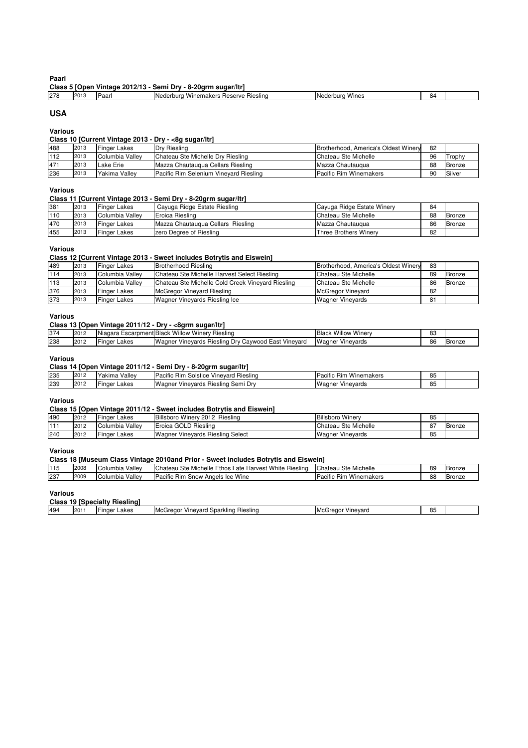**Paarl**

**Class 5 [Open Vintage 2012/13 - Semi Dry - 8-20grm sugar/ltr]**

| | | | | | | |
|---|---|---|---|---|---|---|
| 278 | 2013 | Paarl | Nederburg Winemakers Reserve Riesling | Nederburg Wines | 84 | |

## USA

**Various**

**Class 10 [Current Vintage 2013 - Dry - <8g sugar/ltr]**

| | | | | | | |
|---|---|---|---|---|---|---|
| 488 | 2013 | Finger Lakes | Dry Riesling | Brotherhood, America's Oldest Winery | 82 | |
| 112 | 2013 | Columbia Valley | Chateau Ste Michelle Dry Riesling | Chateau Ste Michelle | 96 | Trophy |
| 471 | 2013 | Lake Erie | Mazza Chautauqua Cellars Riesling | Mazza Chautauqua | 88 | Bronze |
| 236 | 2013 | Yakima Valley | Pacific Rim Selenium Vineyard Riesling | Pacific Rim Winemakers | 90 | Silver |

**Various**

**Class 11 [Current Vintage 2013 - Semi Dry - 8-20grm sugar/ltr]**

| | | | | | | |
|---|---|---|---|---|---|---|
| 381 | 2013 | Finger Lakes | Cayuga Ridge Estate Riesling | Cayuga Ridge Estate Winery | 84 | |
| 110 | 2013 | Columbia Valley | Eroica Riesling | Chateau Ste Michelle | 88 | Bronze |
| 470 | 2013 | Finger Lakes | Mazza Chautauqua Cellars Riesling | Mazza Chautauqua | 86 | Bronze |
| 455 | 2013 | Finger Lakes | zero Degree of Riesling | Three Brothers Winery | 82 | |

**Various**

**Class 12 [Current Vintage 2013 - Sweet includes Botrytis and Eiswein]**

| | | | | | | |
|---|---|---|---|---|---|---|
| 489 | 2013 | Finger Lakes | Brotherhood Riesling | Brotherhood, America's Oldest Winery | 83 | |
| 114 | 2013 | Columbia Valley | Chateau Ste Michelle Harvest Select Riesling | Chateau Ste Michelle | 89 | Bronze |
| 113 | 2013 | Columbia Valley | Chateau Ste Michelle Cold Creek Vineyard Riesling | Chateau Ste Michelle | 86 | Bronze |
| 376 | 2013 | Finger Lakes | McGregor Vineyard Riesling | McGregor Vineyard | 82 | |
| 373 | 2013 | Finger Lakes | Wagner Vineyards Riesling Ice | Wagner Vineyards | 81 | |

**Various**

**Class 13 [Open Vintage 2011/12 - Dry - <8grm sugar/ltr]**

| | | | | | | |
|---|---|---|---|---|---|---|
| 374 | 2012 | Niagara Escarpment | Black Willow Winery Riesling | Black Willow Winery | 83 | |
| 238 | 2012 | Finger Lakes | Wagner Vineyards Riesling Dry Caywood East Vineyard | Wagner Vineyards | 86 | Bronze |

**Various**

**Class 14 [Open Vintage 2011/12 - Semi Dry - 8-20grm sugar/ltr]**

| | | | | | | |
|---|---|---|---|---|---|---|
| 235 | 2012 | Yakima Valley | Pacific Rim Solstice Vineyard Riesling | Pacific Rim Winemakers | 85 | |
| 239 | 2012 | Finger Lakes | Wagner Vineyards Riesling Semi Dry | Wagner Vineyards | 85 | |

**Various**

**Class 15 [Open Vintage 2011/12 - Sweet includes Botrytis and Eiswein]**

| | | | | | | |
|---|---|---|---|---|---|---|
| 490 | 2012 | Finger Lakes | Billsboro Winery 2012 Riesling | Billsboro Winery | 85 | |
| 111 | 2012 | Columbia Valley | Eroica GOLD Riesling | Chateau Ste Michelle | 87 | Bronze |
| 240 | 2012 | Finger Lakes | Wagner Vineyards Riesling Select | Wagner Vineyards | 85 | |

**Various**

**Class 18 [Museum Class Vintage 2010and Prior - Sweet includes Botrytis and Eiswein]**

| | | | | | | |
|---|---|---|---|---|---|---|
| 115 | 2008 | Columbia Valley | Chateau Ste Michelle Ethos Late Harvest White Riesling | Chateau Ste Michelle | 89 | Bronze |
| 237 | 2009 | Columbia Valley | Pacific Rim Snow Angels Ice Wine | Pacific Rim Winemakers | 88 | Bronze |

**Various**

**Class 19 [Specialty Riesling]**

| | | | | | | |
|---|---|---|---|---|---|---|
| 494 | 2011 | Finger Lakes | McGregor Vineyard Sparkling Riesling | McGregor Vineyard | 85 | |